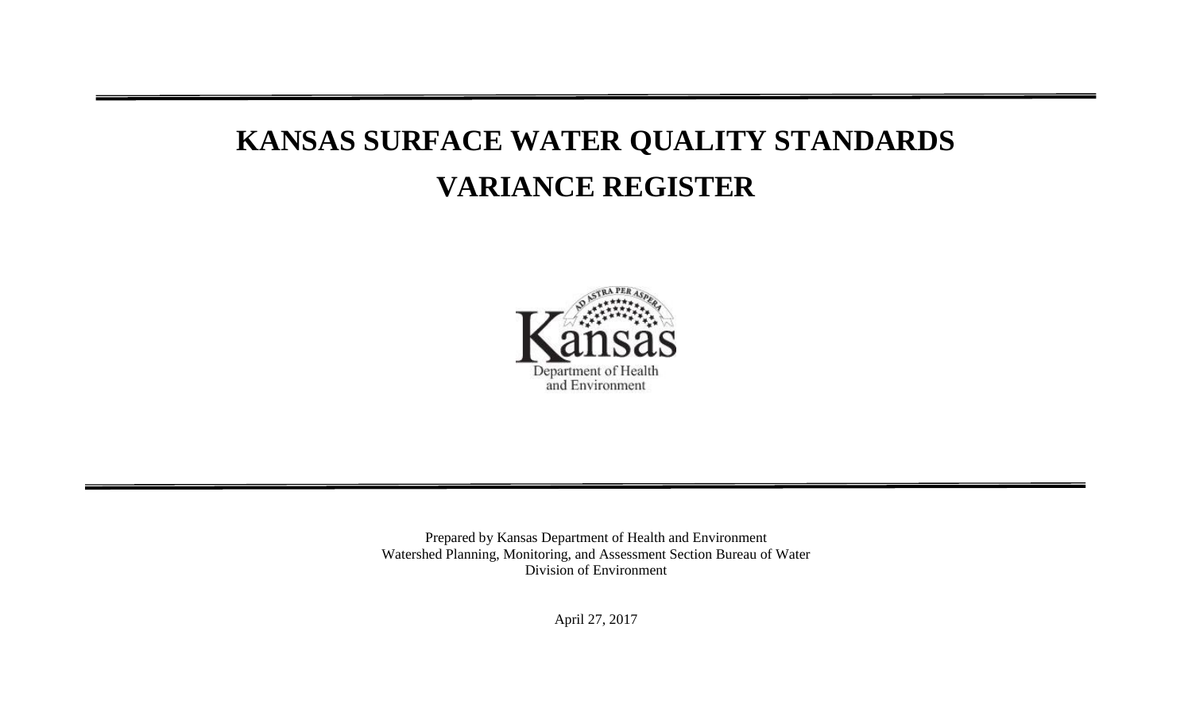# KANSAS SURFACE WATER QUALITY STANDARDS

# VARIANCE REGISTER

Kansas
Department of Health and Environment

Prepared by Kansas Department of Health and Environment
Watershed Planning, Monitoring, and Assessment Section Bureau of Water
Division of Environment

April 27, 2017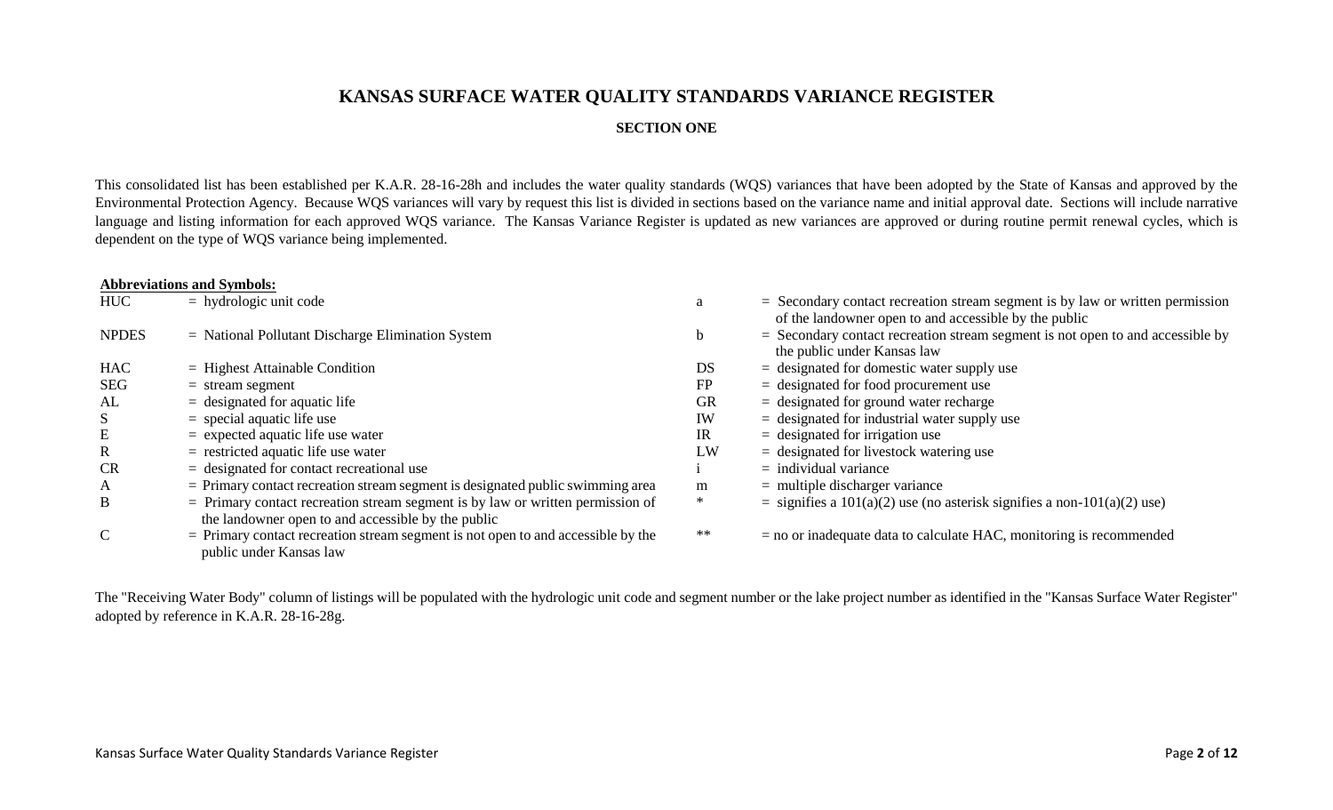# KANSAS SURFACE WATER QUALITY STANDARDS VARIANCE REGISTER

## SECTION ONE

This consolidated list has been established per K.A.R. 28-16-28h and includes the water quality standards (WQS) variances that have been adopted by the State of Kansas and approved by the Environmental Protection Agency. Because WQS variances will vary by request this list is divided in sections based on the variance name and initial approval date. Sections will include narrative language and listing information for each approved WQS variance. The Kansas Variance Register is updated as new variances are approved or during routine permit renewal cycles, which is dependent on the type of WQS variance being implemented.

**Abbreviations and Symbols:**

| | | | |
|---|---|---|---|
| HUC | = hydrologic unit code | a | = Secondary contact recreation stream segment is by law or written permission of the landowner open to and accessible by the public |
| NPDES | = National Pollutant Discharge Elimination System | b | = Secondary contact recreation stream segment is not open to and accessible by the public under Kansas law |
| HAC | = Highest Attainable Condition | DS | = designated for domestic water supply use |
| SEG | = stream segment | FP | = designated for food procurement use |
| AL | = designated for aquatic life | GR | = designated for ground water recharge |
| S | = special aquatic life use | IW | = designated for industrial water supply use |
| E | = expected aquatic life use water | IR | = designated for irrigation use |
| R | = restricted aquatic life use water | LW | = designated for livestock watering use |
| CR | = designated for contact recreational use | i | = individual variance |
| A | = Primary contact recreation stream segment is designated public swimming area | m | = multiple discharger variance |
| B | = Primary contact recreation stream segment is by law or written permission of the landowner open to and accessible by the public | * | = signifies a 101(a)(2) use (no asterisk signifies a non-101(a)(2) use) |
| C | = Primary contact recreation stream segment is not open to and accessible by the public under Kansas law | ** | = no or inadequate data to calculate HAC, monitoring is recommended |

The "Receiving Water Body" column of listings will be populated with the hydrologic unit code and segment number or the lake project number as identified in the "Kansas Surface Water Register" adopted by reference in K.A.R. 28-16-28g.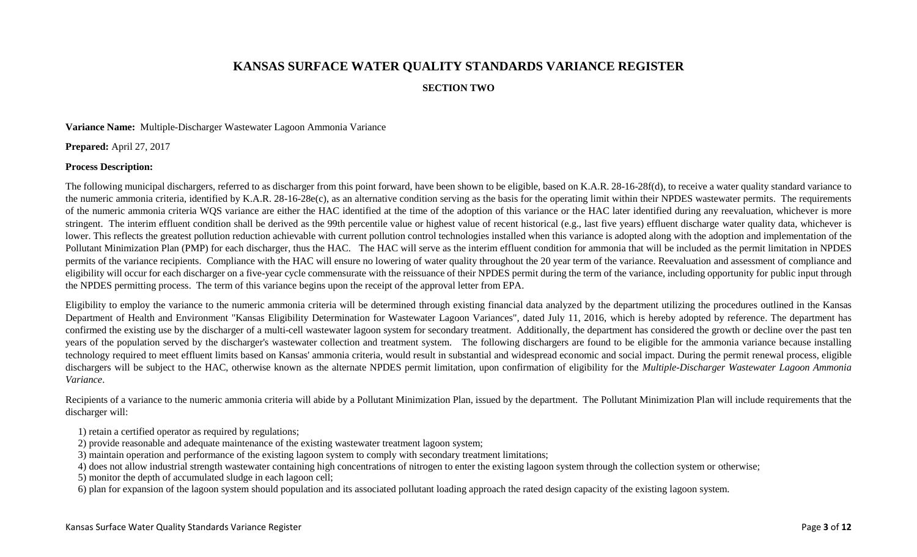# KANSAS SURFACE WATER QUALITY STANDARDS VARIANCE REGISTER

## SECTION TWO

**Variance Name:** Multiple-Discharger Wastewater Lagoon Ammonia Variance

**Prepared:** April 27, 2017

**Process Description:**

The following municipal dischargers, referred to as discharger from this point forward, have been shown to be eligible, based on K.A.R. 28-16-28f(d), to receive a water quality standard variance to the numeric ammonia criteria, identified by K.A.R. 28-16-28e(c), as an alternative condition serving as the basis for the operating limit within their NPDES wastewater permits. The requirements of the numeric ammonia criteria WQS variance are either the HAC identified at the time of the adoption of this variance or the HAC later identified during any reevaluation, whichever is more stringent. The interim effluent condition shall be derived as the 99th percentile value or highest value of recent historical (e.g., last five years) effluent discharge water quality data, whichever is lower. This reflects the greatest pollution reduction achievable with current pollution control technologies installed when this variance is adopted along with the adoption and implementation of the Pollutant Minimization Plan (PMP) for each discharger, thus the HAC. The HAC will serve as the interim effluent condition for ammonia that will be included as the permit limitation in NPDES permits of the variance recipients. Compliance with the HAC will ensure no lowering of water quality throughout the 20 year term of the variance. Reevaluation and assessment of compliance and eligibility will occur for each discharger on a five-year cycle commensurate with the reissuance of their NPDES permit during the term of the variance, including opportunity for public input through the NPDES permitting process. The term of this variance begins upon the receipt of the approval letter from EPA.

Eligibility to employ the variance to the numeric ammonia criteria will be determined through existing financial data analyzed by the department utilizing the procedures outlined in the Kansas Department of Health and Environment "Kansas Eligibility Determination for Wastewater Lagoon Variances", dated July 11, 2016, which is hereby adopted by reference. The department has confirmed the existing use by the discharger of a multi-cell wastewater lagoon system for secondary treatment. Additionally, the department has considered the growth or decline over the past ten years of the population served by the discharger's wastewater collection and treatment system. The following dischargers are found to be eligible for the ammonia variance because installing technology required to meet effluent limits based on Kansas' ammonia criteria, would result in substantial and widespread economic and social impact. During the permit renewal process, eligible dischargers will be subject to the HAC, otherwise known as the alternate NPDES permit limitation, upon confirmation of eligibility for the *Multiple-Discharger Wastewater Lagoon Ammonia Variance*.

Recipients of a variance to the numeric ammonia criteria will abide by a Pollutant Minimization Plan, issued by the department. The Pollutant Minimization Plan will include requirements that the discharger will:

1) retain a certified operator as required by regulations;
2) provide reasonable and adequate maintenance of the existing wastewater treatment lagoon system;
3) maintain operation and performance of the existing lagoon system to comply with secondary treatment limitations;
4) does not allow industrial strength wastewater containing high concentrations of nitrogen to enter the existing lagoon system through the collection system or otherwise;
5) monitor the depth of accumulated sludge in each lagoon cell;
6) plan for expansion of the lagoon system should population and its associated pollutant loading approach the rated design capacity of the existing lagoon system.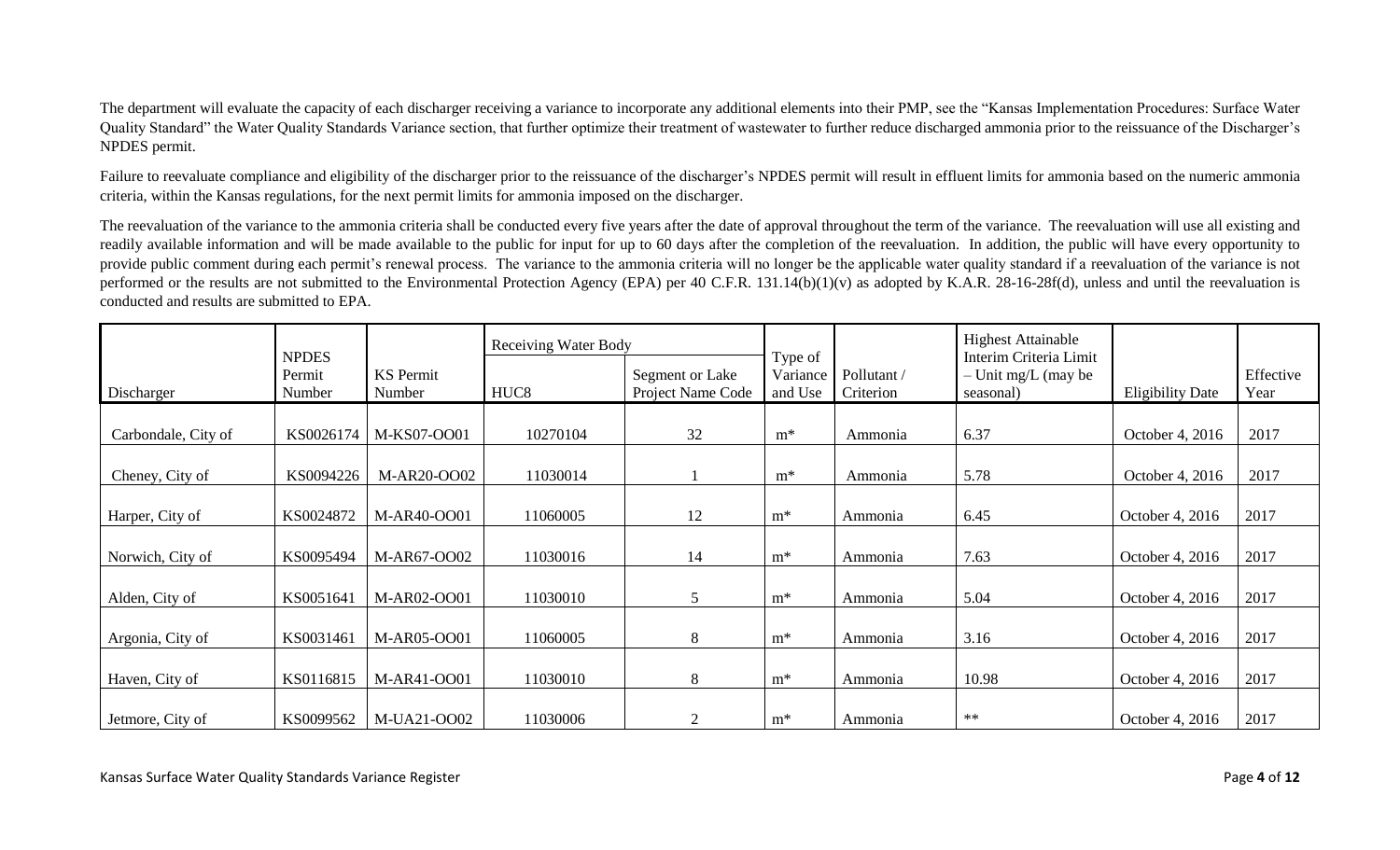The department will evaluate the capacity of each discharger receiving a variance to incorporate any additional elements into their PMP, see the "Kansas Implementation Procedures: Surface Water Quality Standard" the Water Quality Standards Variance section, that further optimize their treatment of wastewater to further reduce discharged ammonia prior to the reissuance of the Discharger's NPDES permit.

Failure to reevaluate compliance and eligibility of the discharger prior to the reissuance of the discharger's NPDES permit will result in effluent limits for ammonia based on the numeric ammonia criteria, within the Kansas regulations, for the next permit limits for ammonia imposed on the discharger.

The reevaluation of the variance to the ammonia criteria shall be conducted every five years after the date of approval throughout the term of the variance. The reevaluation will use all existing and readily available information and will be made available to the public for input for up to 60 days after the completion of the reevaluation. In addition, the public will have every opportunity to provide public comment during each permit's renewal process. The variance to the ammonia criteria will no longer be the applicable water quality standard if a reevaluation of the variance is not performed or the results are not submitted to the Environmental Protection Agency (EPA) per 40 C.F.R. 131.14(b)(1)(v) as adopted by K.A.R. 28-16-28f(d), unless and until the reevaluation is conducted and results are submitted to EPA.

| Discharger | NPDES Permit Number | KS Permit Number | Receiving Water Body | | Type of Variance and Use | Pollutant / Criterion | Highest Attainable Interim Criteria Limit – Unit mg/L (may be seasonal) | Eligibility Date | Effective Year |
|---|---|---|---|---|---|---|---|---|---|
| | | | HUC8 | Segment or Lake Project Name Code | | | | | |
| Carbondale, City of | KS0026174 | M-KS07-OO01 | 10270104 | 32 | m* | Ammonia | 6.37 | October 4, 2016 | 2017 |
| Cheney, City of | KS0094226 | M-AR20-OO02 | 11030014 | 1 | m* | Ammonia | 5.78 | October 4, 2016 | 2017 |
| Harper, City of | KS0024872 | M-AR40-OO01 | 11060005 | 12 | m* | Ammonia | 6.45 | October 4, 2016 | 2017 |
| Norwich, City of | KS0095494 | M-AR67-OO02 | 11030016 | 14 | m* | Ammonia | 7.63 | October 4, 2016 | 2017 |
| Alden, City of | KS0051641 | M-AR02-OO01 | 11030010 | 5 | m* | Ammonia | 5.04 | October 4, 2016 | 2017 |
| Argonia, City of | KS0031461 | M-AR05-OO01 | 11060005 | 8 | m* | Ammonia | 3.16 | October 4, 2016 | 2017 |
| Haven, City of | KS0116815 | M-AR41-OO01 | 11030010 | 8 | m* | Ammonia | 10.98 | October 4, 2016 | 2017 |
| Jetmore, City of | KS0099562 | M-UA21-OO02 | 11030006 | 2 | m* | Ammonia | ** | October 4, 2016 | 2017 |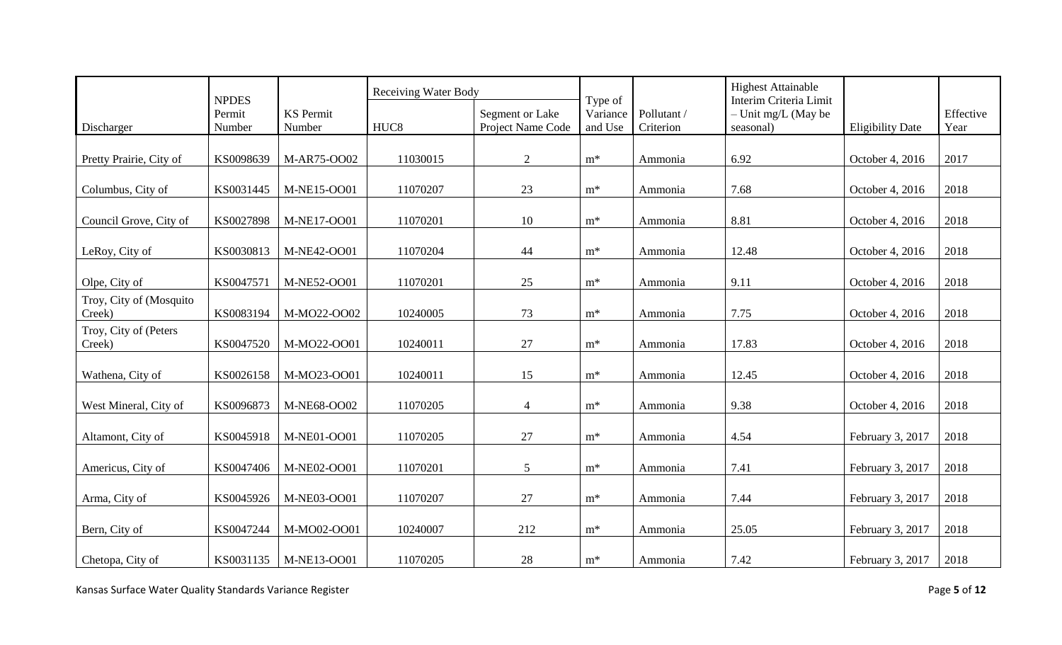| Discharger | NPDES Permit Number | KS Permit Number | Receiving Water Body | | Type of Variance and Use | Pollutant / Criterion | Highest Attainable Interim Criteria Limit – Unit mg/L (May be seasonal) | Eligibility Date | Effective Year |
|---|---|---|---|---|---|---|---|---|---|
| | | | HUC8 | Segment or Lake Project Name Code | | | | | |
| Pretty Prairie, City of | KS0098639 | M-AR75-OO02 | 11030015 | 2 | m* | Ammonia | 6.92 | October 4, 2016 | 2017 |
| Columbus, City of | KS0031445 | M-NE15-OO01 | 11070207 | 23 | m* | Ammonia | 7.68 | October 4, 2016 | 2018 |
| Council Grove, City of | KS0027898 | M-NE17-OO01 | 11070201 | 10 | m* | Ammonia | 8.81 | October 4, 2016 | 2018 |
| LeRoy, City of | KS0030813 | M-NE42-OO01 | 11070204 | 44 | m* | Ammonia | 12.48 | October 4, 2016 | 2018 |
| Olpe, City of | KS0047571 | M-NE52-OO01 | 11070201 | 25 | m* | Ammonia | 9.11 | October 4, 2016 | 2018 |
| Troy, City of (Mosquito Creek) | KS0083194 | M-MO22-OO02 | 10240005 | 73 | m* | Ammonia | 7.75 | October 4, 2016 | 2018 |
| Troy, City of (Peters Creek) | KS0047520 | M-MO22-OO01 | 10240011 | 27 | m* | Ammonia | 17.83 | October 4, 2016 | 2018 |
| Wathena, City of | KS0026158 | M-MO23-OO01 | 10240011 | 15 | m* | Ammonia | 12.45 | October 4, 2016 | 2018 |
| West Mineral, City of | KS0096873 | M-NE68-OO02 | 11070205 | 4 | m* | Ammonia | 9.38 | October 4, 2016 | 2018 |
| Altamont, City of | KS0045918 | M-NE01-OO01 | 11070205 | 27 | m* | Ammonia | 4.54 | February 3, 2017 | 2018 |
| Americus, City of | KS0047406 | M-NE02-OO01 | 11070201 | 5 | m* | Ammonia | 7.41 | February 3, 2017 | 2018 |
| Arma, City of | KS0045926 | M-NE03-OO01 | 11070207 | 27 | m* | Ammonia | 7.44 | February 3, 2017 | 2018 |
| Bern, City of | KS0047244 | M-MO02-OO01 | 10240007 | 212 | m* | Ammonia | 25.05 | February 3, 2017 | 2018 |
| Chetopa, City of | KS0031135 | M-NE13-OO01 | 11070205 | 28 | m* | Ammonia | 7.42 | February 3, 2017 | 2018 |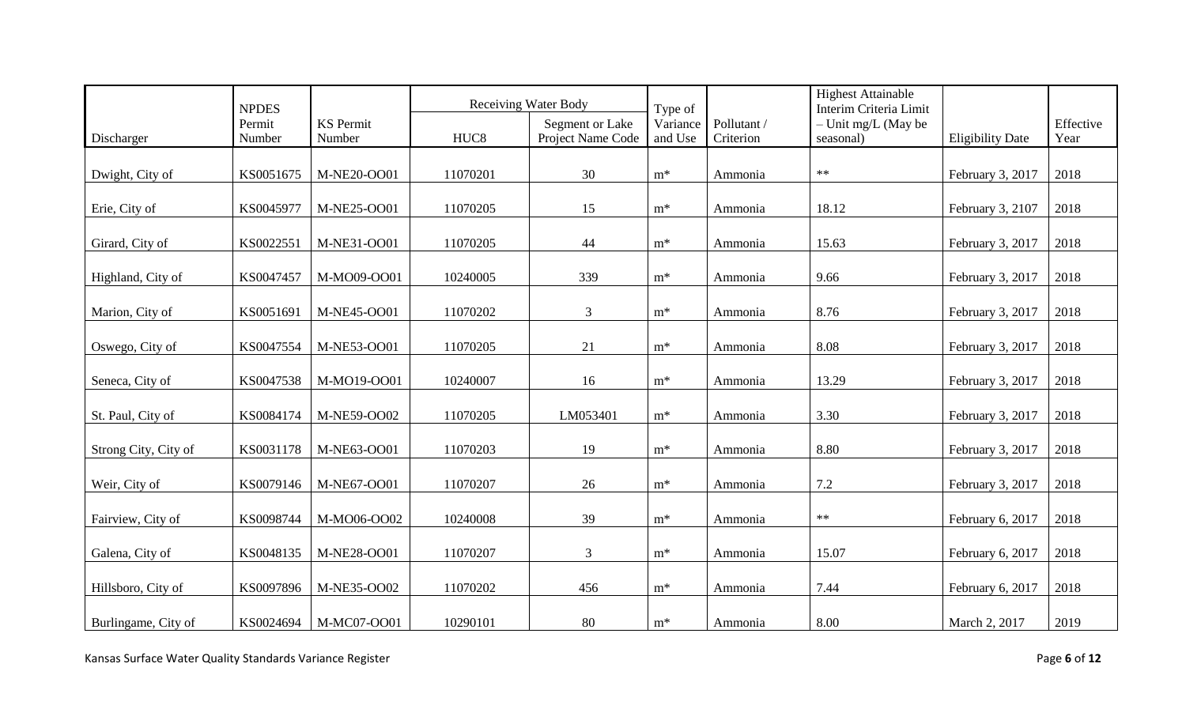| Discharger | NPDES Permit Number | KS Permit Number | Receiving Water Body | | Type of Variance and Use | Pollutant / Criterion | Highest Attainable Interim Criteria Limit – Unit mg/L (May be seasonal) | Eligibility Date | Effective Year |
|---|---|---|---|---|---|---|---|---|---|
| | | | HUC8 | Segment or Lake Project Name Code | | | | | |
| Dwight, City of | KS0051675 | M-NE20-OO01 | 11070201 | 30 | m* | Ammonia | ** | February 3, 2017 | 2018 |
| Erie, City of | KS0045977 | M-NE25-OO01 | 11070205 | 15 | m* | Ammonia | 18.12 | February 3, 2107 | 2018 |
| Girard, City of | KS0022551 | M-NE31-OO01 | 11070205 | 44 | m* | Ammonia | 15.63 | February 3, 2017 | 2018 |
| Highland, City of | KS0047457 | M-MO09-OO01 | 10240005 | 339 | m* | Ammonia | 9.66 | February 3, 2017 | 2018 |
| Marion, City of | KS0051691 | M-NE45-OO01 | 11070202 | 3 | m* | Ammonia | 8.76 | February 3, 2017 | 2018 |
| Oswego, City of | KS0047554 | M-NE53-OO01 | 11070205 | 21 | m* | Ammonia | 8.08 | February 3, 2017 | 2018 |
| Seneca, City of | KS0047538 | M-MO19-OO01 | 10240007 | 16 | m* | Ammonia | 13.29 | February 3, 2017 | 2018 |
| St. Paul, City of | KS0084174 | M-NE59-OO02 | 11070205 | LM053401 | m* | Ammonia | 3.30 | February 3, 2017 | 2018 |
| Strong City, City of | KS0031178 | M-NE63-OO01 | 11070203 | 19 | m* | Ammonia | 8.80 | February 3, 2017 | 2018 |
| Weir, City of | KS0079146 | M-NE67-OO01 | 11070207 | 26 | m* | Ammonia | 7.2 | February 3, 2017 | 2018 |
| Fairview, City of | KS0098744 | M-MO06-OO02 | 10240008 | 39 | m* | Ammonia | ** | February 6, 2017 | 2018 |
| Galena, City of | KS0048135 | M-NE28-OO01 | 11070207 | 3 | m* | Ammonia | 15.07 | February 6, 2017 | 2018 |
| Hillsboro, City of | KS0097896 | M-NE35-OO02 | 11070202 | 456 | m* | Ammonia | 7.44 | February 6, 2017 | 2018 |
| Burlingame, City of | KS0024694 | M-MC07-OO01 | 10290101 | 80 | m* | Ammonia | 8.00 | March 2, 2017 | 2019 |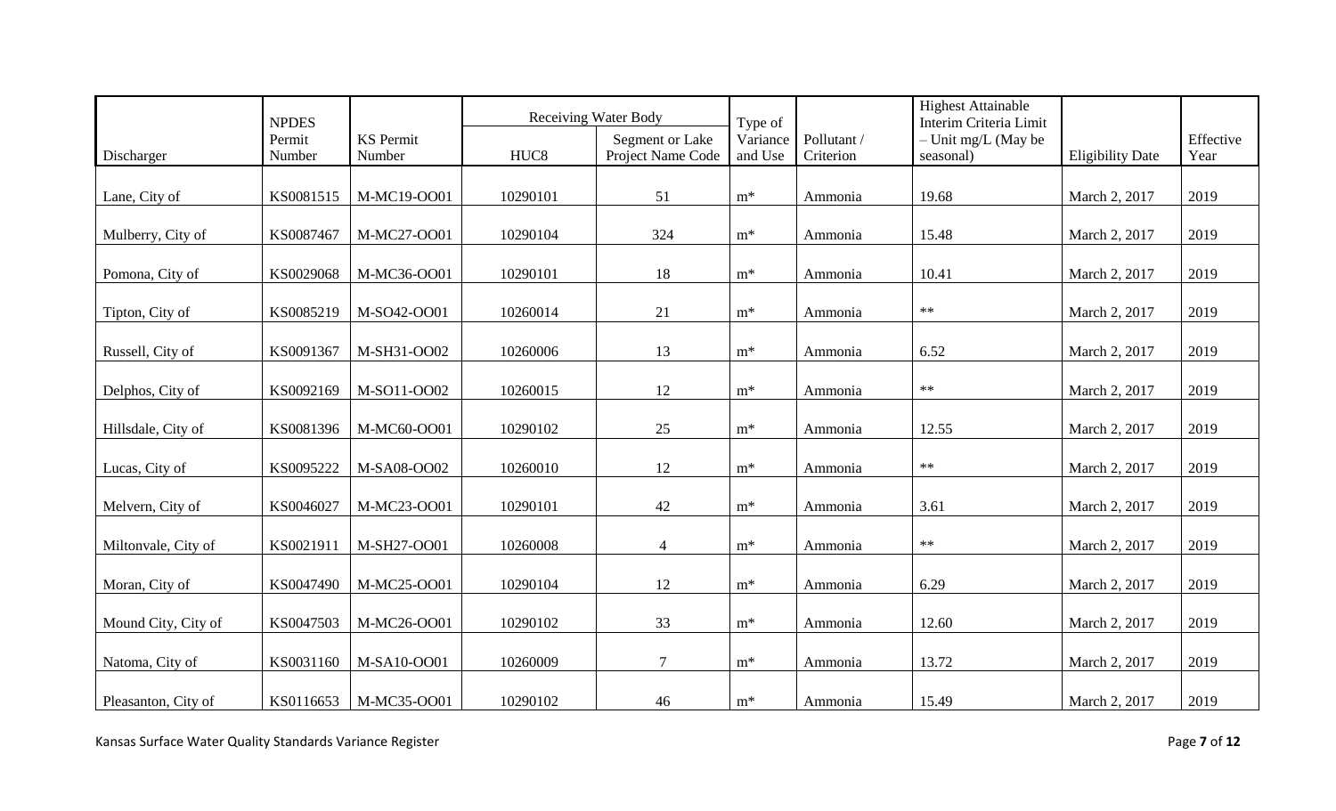| Discharger | NPDES Permit Number | KS Permit Number | Receiving Water Body | | Type of Variance and Use | Pollutant / Criterion | Highest Attainable Interim Criteria Limit – Unit mg/L (May be seasonal) | Eligibility Date | Effective Year |
|---|---|---|---|---|---|---|---|---|---|
| | | | HUC8 | Segment or Lake Project Name Code | | | | | |
| Lane, City of | KS0081515 | M-MC19-OO01 | 10290101 | 51 | m* | Ammonia | 19.68 | March 2, 2017 | 2019 |
| Mulberry, City of | KS0087467 | M-MC27-OO01 | 10290104 | 324 | m* | Ammonia | 15.48 | March 2, 2017 | 2019 |
| Pomona, City of | KS0029068 | M-MC36-OO01 | 10290101 | 18 | m* | Ammonia | 10.41 | March 2, 2017 | 2019 |
| Tipton, City of | KS0085219 | M-SO42-OO01 | 10260014 | 21 | m* | Ammonia | ** | March 2, 2017 | 2019 |
| Russell, City of | KS0091367 | M-SH31-OO02 | 10260006 | 13 | m* | Ammonia | 6.52 | March 2, 2017 | 2019 |
| Delphos, City of | KS0092169 | M-SO11-OO02 | 10260015 | 12 | m* | Ammonia | ** | March 2, 2017 | 2019 |
| Hillsdale, City of | KS0081396 | M-MC60-OO01 | 10290102 | 25 | m* | Ammonia | 12.55 | March 2, 2017 | 2019 |
| Lucas, City of | KS0095222 | M-SA08-OO02 | 10260010 | 12 | m* | Ammonia | ** | March 2, 2017 | 2019 |
| Melvern, City of | KS0046027 | M-MC23-OO01 | 10290101 | 42 | m* | Ammonia | 3.61 | March 2, 2017 | 2019 |
| Miltonvale, City of | KS0021911 | M-SH27-OO01 | 10260008 | 4 | m* | Ammonia | ** | March 2, 2017 | 2019 |
| Moran, City of | KS0047490 | M-MC25-OO01 | 10290104 | 12 | m* | Ammonia | 6.29 | March 2, 2017 | 2019 |
| Mound City, City of | KS0047503 | M-MC26-OO01 | 10290102 | 33 | m* | Ammonia | 12.60 | March 2, 2017 | 2019 |
| Natoma, City of | KS0031160 | M-SA10-OO01 | 10260009 | 7 | m* | Ammonia | 13.72 | March 2, 2017 | 2019 |
| Pleasanton, City of | KS0116653 | M-MC35-OO01 | 10290102 | 46 | m* | Ammonia | 15.49 | March 2, 2017 | 2019 |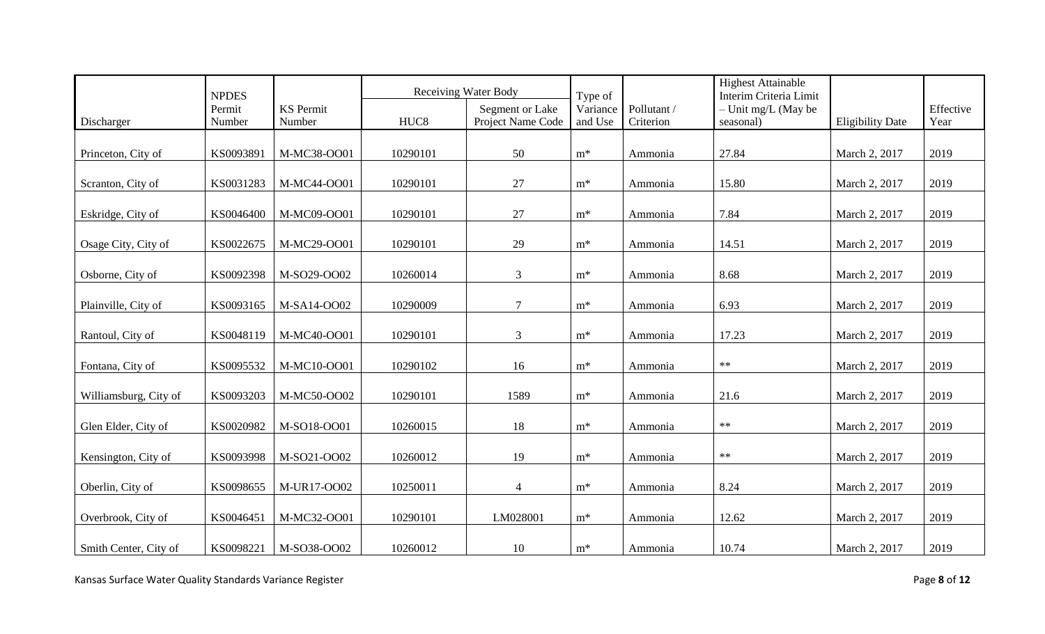| Discharger | NPDES Permit Number | KS Permit Number | Receiving Water Body | | Type of Variance and Use | Pollutant / Criterion | Highest Attainable Interim Criteria Limit – Unit mg/L (May be seasonal) | Eligibility Date | Effective Year |
|---|---|---|---|---|---|---|---|---|---|
| | | | HUC8 | Segment or Lake Project Name Code | | | | | |
| Princeton, City of | KS0093891 | M-MC38-OO01 | 10290101 | 50 | m* | Ammonia | 27.84 | March 2, 2017 | 2019 |
| Scranton, City of | KS0031283 | M-MC44-OO01 | 10290101 | 27 | m* | Ammonia | 15.80 | March 2, 2017 | 2019 |
| Eskridge, City of | KS0046400 | M-MC09-OO01 | 10290101 | 27 | m* | Ammonia | 7.84 | March 2, 2017 | 2019 |
| Osage City, City of | KS0022675 | M-MC29-OO01 | 10290101 | 29 | m* | Ammonia | 14.51 | March 2, 2017 | 2019 |
| Osborne, City of | KS0092398 | M-SO29-OO02 | 10260014 | 3 | m* | Ammonia | 8.68 | March 2, 2017 | 2019 |
| Plainville, City of | KS0093165 | M-SA14-OO02 | 10290009 | 7 | m* | Ammonia | 6.93 | March 2, 2017 | 2019 |
| Rantoul, City of | KS0048119 | M-MC40-OO01 | 10290101 | 3 | m* | Ammonia | 17.23 | March 2, 2017 | 2019 |
| Fontana, City of | KS0095532 | M-MC10-OO01 | 10290102 | 16 | m* | Ammonia | ** | March 2, 2017 | 2019 |
| Williamsburg, City of | KS0093203 | M-MC50-OO02 | 10290101 | 1589 | m* | Ammonia | 21.6 | March 2, 2017 | 2019 |
| Glen Elder, City of | KS0020982 | M-SO18-OO01 | 10260015 | 18 | m* | Ammonia | ** | March 2, 2017 | 2019 |
| Kensington, City of | KS0093998 | M-SO21-OO02 | 10260012 | 19 | m* | Ammonia | ** | March 2, 2017 | 2019 |
| Oberlin, City of | KS0098655 | M-UR17-OO02 | 10250011 | 4 | m* | Ammonia | 8.24 | March 2, 2017 | 2019 |
| Overbrook, City of | KS0046451 | M-MC32-OO01 | 10290101 | LM028001 | m* | Ammonia | 12.62 | March 2, 2017 | 2019 |
| Smith Center, City of | KS0098221 | M-SO38-OO02 | 10260012 | 10 | m* | Ammonia | 10.74 | March 2, 2017 | 2019 |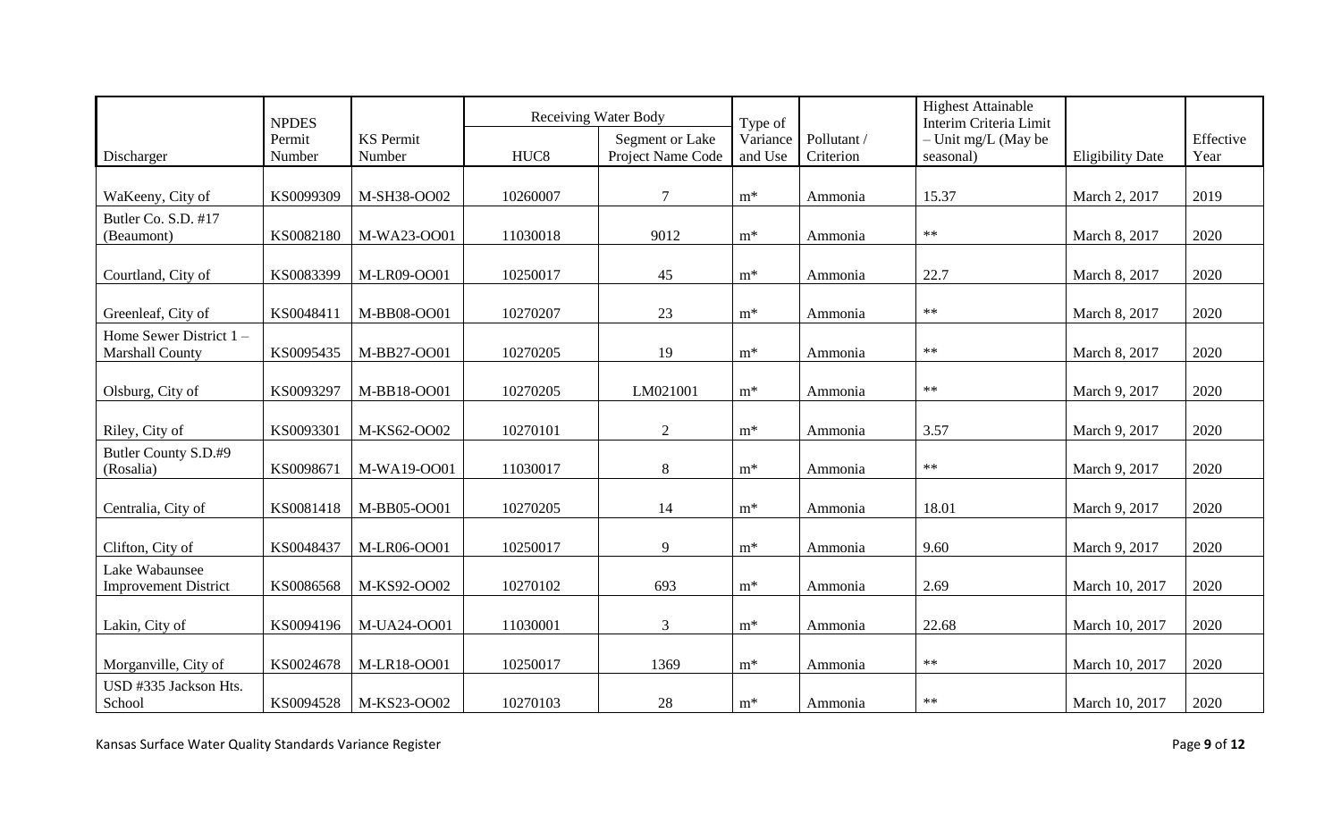| Discharger | NPDES Permit Number | KS Permit Number | Receiving Water Body | | Type of Variance and Use | Pollutant / Criterion | Highest Attainable Interim Criteria Limit – Unit mg/L (May be seasonal) | Eligibility Date | Effective Year |
|---|---|---|---|---|---|---|---|---|---|
| | | | HUC8 | Segment or Lake Project Name Code | | | | | |
| WaKeeny, City of | KS0099309 | M-SH38-OO02 | 10260007 | 7 | m* | Ammonia | 15.37 | March 2, 2017 | 2019 |
| Butler Co. S.D. #17 (Beaumont) | KS0082180 | M-WA23-OO01 | 11030018 | 9012 | m* | Ammonia | ** | March 8, 2017 | 2020 |
| Courtland, City of | KS0083399 | M-LR09-OO01 | 10250017 | 45 | m* | Ammonia | 22.7 | March 8, 2017 | 2020 |
| Greenleaf, City of | KS0048411 | M-BB08-OO01 | 10270207 | 23 | m* | Ammonia | ** | March 8, 2017 | 2020 |
| Home Sewer District 1 – Marshall County | KS0095435 | M-BB27-OO01 | 10270205 | 19 | m* | Ammonia | ** | March 8, 2017 | 2020 |
| Olsburg, City of | KS0093297 | M-BB18-OO01 | 10270205 | LM021001 | m* | Ammonia | ** | March 9, 2017 | 2020 |
| Riley, City of | KS0093301 | M-KS62-OO02 | 10270101 | 2 | m* | Ammonia | 3.57 | March 9, 2017 | 2020 |
| Butler County S.D.#9 (Rosalia) | KS0098671 | M-WA19-OO01 | 11030017 | 8 | m* | Ammonia | ** | March 9, 2017 | 2020 |
| Centralia, City of | KS0081418 | M-BB05-OO01 | 10270205 | 14 | m* | Ammonia | 18.01 | March 9, 2017 | 2020 |
| Clifton, City of | KS0048437 | M-LR06-OO01 | 10250017 | 9 | m* | Ammonia | 9.60 | March 9, 2017 | 2020 |
| Lake Wabaunsee Improvement District | KS0086568 | M-KS92-OO02 | 10270102 | 693 | m* | Ammonia | 2.69 | March 10, 2017 | 2020 |
| Lakin, City of | KS0094196 | M-UA24-OO01 | 11030001 | 3 | m* | Ammonia | 22.68 | March 10, 2017 | 2020 |
| Morganville, City of | KS0024678 | M-LR18-OO01 | 10250017 | 1369 | m* | Ammonia | ** | March 10, 2017 | 2020 |
| USD #335 Jackson Hts. School | KS0094528 | M-KS23-OO02 | 10270103 | 28 | m* | Ammonia | ** | March 10, 2017 | 2020 |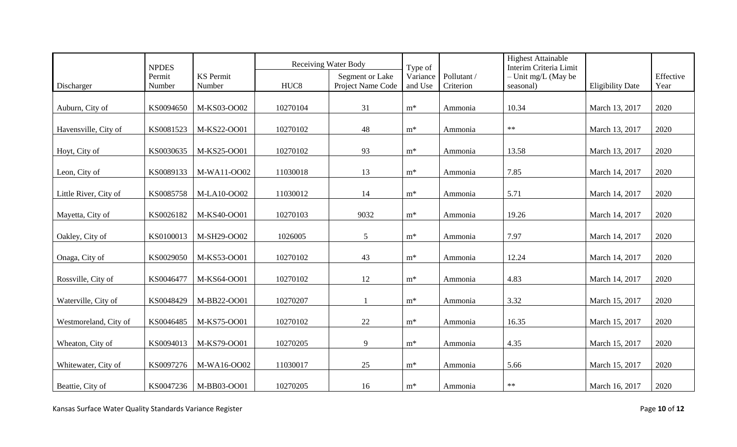| Discharger | NPDES Permit Number | KS Permit Number | Receiving Water Body | | Type of Variance and Use | Pollutant / Criterion | Highest Attainable Interim Criteria Limit – Unit mg/L (May be seasonal) | Eligibility Date | Effective Year |
|---|---|---|---|---|---|---|---|---|---|
| | | | HUC8 | Segment or Lake Project Name Code | | | | | |
| Auburn, City of | KS0094650 | M-KS03-OO02 | 10270104 | 31 | m* | Ammonia | 10.34 | March 13, 2017 | 2020 |
| Havensville, City of | KS0081523 | M-KS22-OO01 | 10270102 | 48 | m* | Ammonia | ** | March 13, 2017 | 2020 |
| Hoyt, City of | KS0030635 | M-KS25-OO01 | 10270102 | 93 | m* | Ammonia | 13.58 | March 13, 2017 | 2020 |
| Leon, City of | KS0089133 | M-WA11-OO02 | 11030018 | 13 | m* | Ammonia | 7.85 | March 14, 2017 | 2020 |
| Little River, City of | KS0085758 | M-LA10-OO02 | 11030012 | 14 | m* | Ammonia | 5.71 | March 14, 2017 | 2020 |
| Mayetta, City of | KS0026182 | M-KS40-OO01 | 10270103 | 9032 | m* | Ammonia | 19.26 | March 14, 2017 | 2020 |
| Oakley, City of | KS0100013 | M-SH29-OO02 | 1026005 | 5 | m* | Ammonia | 7.97 | March 14, 2017 | 2020 |
| Onaga, City of | KS0029050 | M-KS53-OO01 | 10270102 | 43 | m* | Ammonia | 12.24 | March 14, 2017 | 2020 |
| Rossville, City of | KS0046477 | M-KS64-OO01 | 10270102 | 12 | m* | Ammonia | 4.83 | March 14, 2017 | 2020 |
| Waterville, City of | KS0048429 | M-BB22-OO01 | 10270207 | 1 | m* | Ammonia | 3.32 | March 15, 2017 | 2020 |
| Westmoreland, City of | KS0046485 | M-KS75-OO01 | 10270102 | 22 | m* | Ammonia | 16.35 | March 15, 2017 | 2020 |
| Wheaton, City of | KS0094013 | M-KS79-OO01 | 10270205 | 9 | m* | Ammonia | 4.35 | March 15, 2017 | 2020 |
| Whitewater, City of | KS0097276 | M-WA16-OO02 | 11030017 | 25 | m* | Ammonia | 5.66 | March 15, 2017 | 2020 |
| Beattie, City of | KS0047236 | M-BB03-OO01 | 10270205 | 16 | m* | Ammonia | ** | March 16, 2017 | 2020 |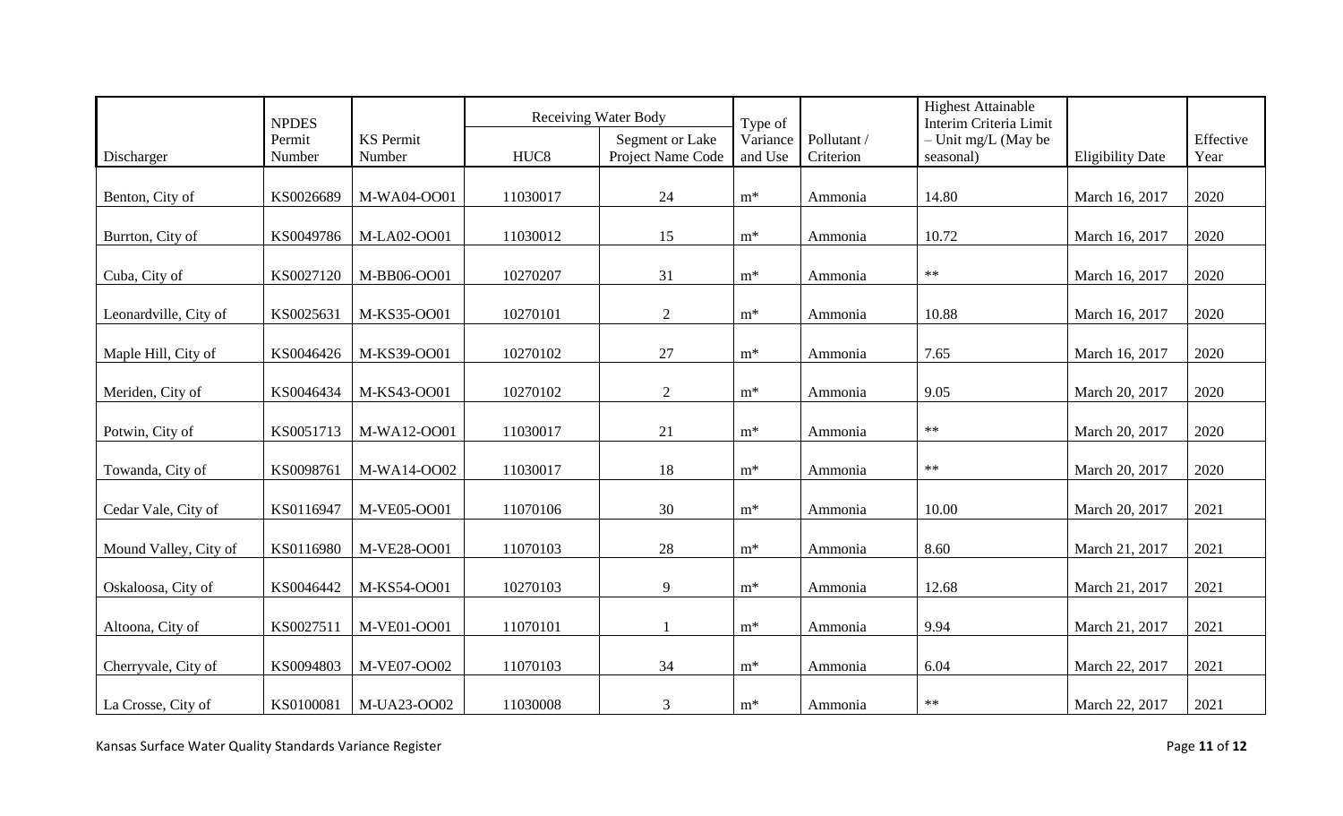| Discharger | NPDES Permit Number | KS Permit Number | Receiving Water Body | | Type of Variance and Use | Pollutant / Criterion | Highest Attainable Interim Criteria Limit – Unit mg/L (May be seasonal) | Eligibility Date | Effective Year |
|---|---|---|---|---|---|---|---|---|---|
| | | | HUC8 | Segment or Lake Project Name Code | | | | | |
| Benton, City of | KS0026689 | M-WA04-OO01 | 11030017 | 24 | m* | Ammonia | 14.80 | March 16, 2017 | 2020 |
| Burrton, City of | KS0049786 | M-LA02-OO01 | 11030012 | 15 | m* | Ammonia | 10.72 | March 16, 2017 | 2020 |
| Cuba, City of | KS0027120 | M-BB06-OO01 | 10270207 | 31 | m* | Ammonia | ** | March 16, 2017 | 2020 |
| Leonardville, City of | KS0025631 | M-KS35-OO01 | 10270101 | 2 | m* | Ammonia | 10.88 | March 16, 2017 | 2020 |
| Maple Hill, City of | KS0046426 | M-KS39-OO01 | 10270102 | 27 | m* | Ammonia | 7.65 | March 16, 2017 | 2020 |
| Meriden, City of | KS0046434 | M-KS43-OO01 | 10270102 | 2 | m* | Ammonia | 9.05 | March 20, 2017 | 2020 |
| Potwin, City of | KS0051713 | M-WA12-OO01 | 11030017 | 21 | m* | Ammonia | ** | March 20, 2017 | 2020 |
| Towanda, City of | KS0098761 | M-WA14-OO02 | 11030017 | 18 | m* | Ammonia | ** | March 20, 2017 | 2020 |
| Cedar Vale, City of | KS0116947 | M-VE05-OO01 | 11070106 | 30 | m* | Ammonia | 10.00 | March 20, 2017 | 2021 |
| Mound Valley, City of | KS0116980 | M-VE28-OO01 | 11070103 | 28 | m* | Ammonia | 8.60 | March 21, 2017 | 2021 |
| Oskaloosa, City of | KS0046442 | M-KS54-OO01 | 10270103 | 9 | m* | Ammonia | 12.68 | March 21, 2017 | 2021 |
| Altoona, City of | KS0027511 | M-VE01-OO01 | 11070101 | 1 | m* | Ammonia | 9.94 | March 21, 2017 | 2021 |
| Cherryvale, City of | KS0094803 | M-VE07-OO02 | 11070103 | 34 | m* | Ammonia | 6.04 | March 22, 2017 | 2021 |
| La Crosse, City of | KS0100081 | M-UA23-OO02 | 11030008 | 3 | m* | Ammonia | ** | March 22, 2017 | 2021 |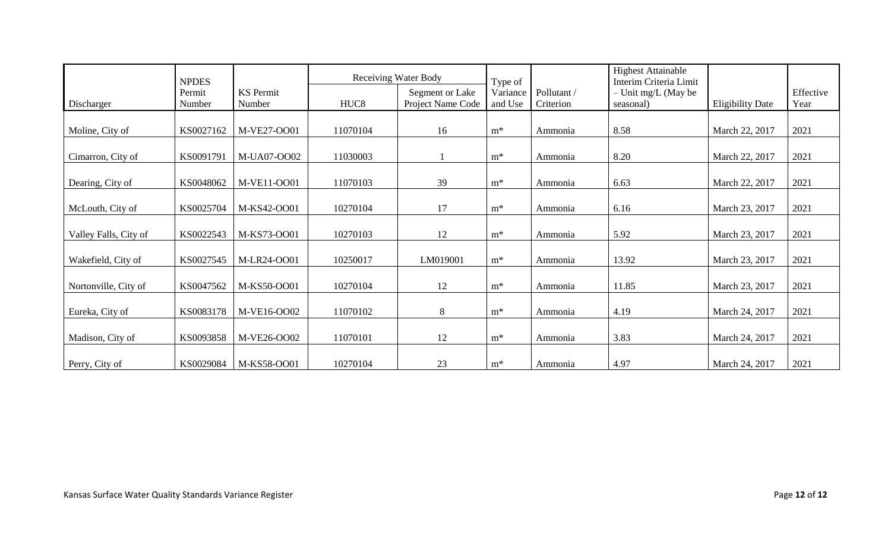| Discharger | NPDES Permit Number | KS Permit Number | Receiving Water Body | | Type of Variance and Use | Pollutant / Criterion | Highest Attainable Interim Criteria Limit – Unit mg/L (May be seasonal) | Eligibility Date | Effective Year |
|---|---|---|---|---|---|---|---|---|---|
| | | | HUC8 | Segment or Lake Project Name Code | | | | | |
| Moline, City of | KS0027162 | M-VE27-OO01 | 11070104 | 16 | m* | Ammonia | 8.58 | March 22, 2017 | 2021 |
| Cimarron, City of | KS0091791 | M-UA07-OO02 | 11030003 | 1 | m* | Ammonia | 8.20 | March 22, 2017 | 2021 |
| Dearing, City of | KS0048062 | M-VE11-OO01 | 11070103 | 39 | m* | Ammonia | 6.63 | March 22, 2017 | 2021 |
| McLouth, City of | KS0025704 | M-KS42-OO01 | 10270104 | 17 | m* | Ammonia | 6.16 | March 23, 2017 | 2021 |
| Valley Falls, City of | KS0022543 | M-KS73-OO01 | 10270103 | 12 | m* | Ammonia | 5.92 | March 23, 2017 | 2021 |
| Wakefield, City of | KS0027545 | M-LR24-OO01 | 10250017 | LM019001 | m* | Ammonia | 13.92 | March 23, 2017 | 2021 |
| Nortonville, City of | KS0047562 | M-KS50-OO01 | 10270104 | 12 | m* | Ammonia | 11.85 | March 23, 2017 | 2021 |
| Eureka, City of | KS0083178 | M-VE16-OO02 | 11070102 | 8 | m* | Ammonia | 4.19 | March 24, 2017 | 2021 |
| Madison, City of | KS0093858 | M-VE26-OO02 | 11070101 | 12 | m* | Ammonia | 3.83 | March 24, 2017 | 2021 |
| Perry, City of | KS0029084 | M-KS58-OO01 | 10270104 | 23 | m* | Ammonia | 4.97 | March 24, 2017 | 2021 |